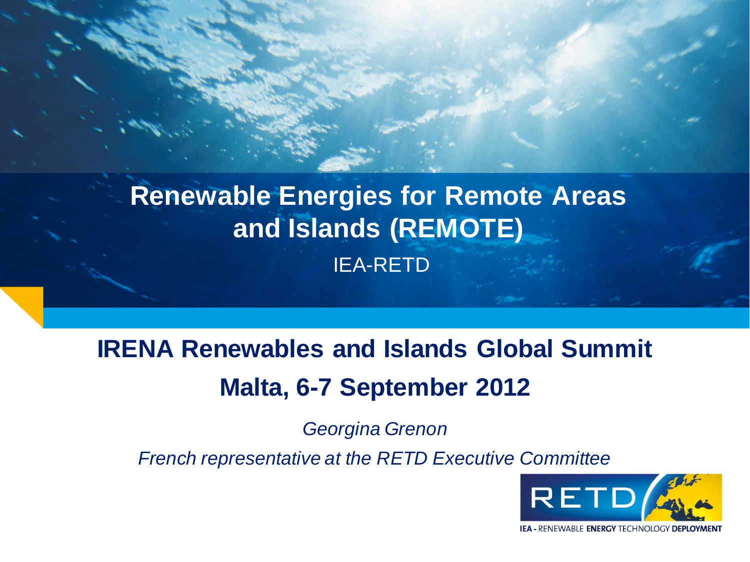# Renewable Energies for Remote Areas and Islands (REMOTE)

IEA-RETD

## IRENA Renewables and Islands Global Summit

## Malta, 6-7 September 2012

*Georgina Grenon*

*French representative at the RETD Executive Committee*

RETD

IEA - RENEWABLE ENERGY TECHNOLOGY DEPLOYMENT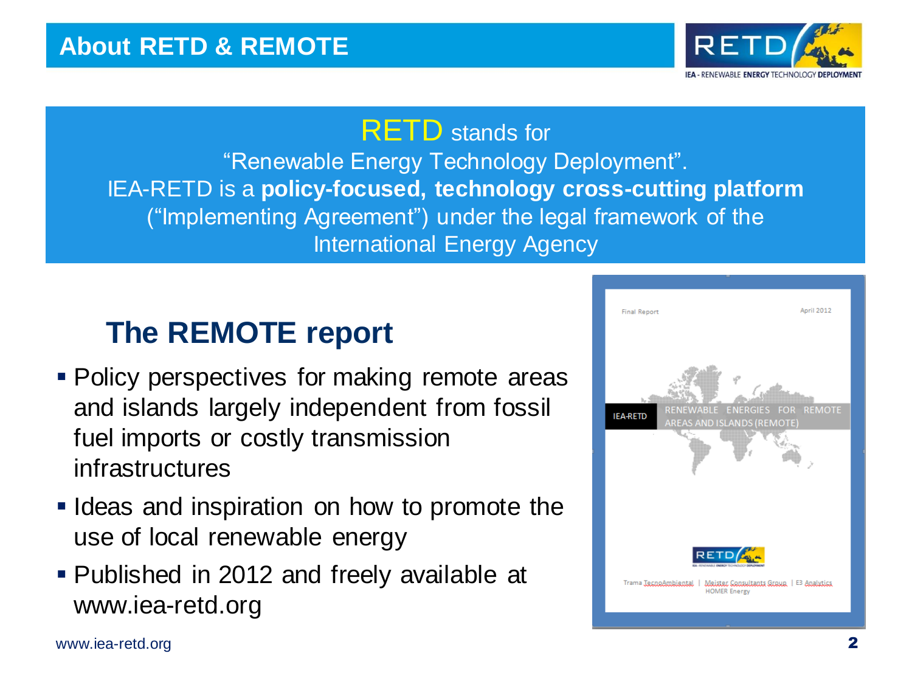# About RETD & REMOTE

RETD stands for
"Renewable Energy Technology Deployment".
IEA-RETD is a **policy-focused, technology cross-cutting platform** ("Implementing Agreement") under the legal framework of the International Energy Agency

## The REMOTE report

- Policy perspectives for making remote areas and islands largely independent from fossil fuel imports or costly transmission infrastructures
- Ideas and inspiration on how to promote the use of local renewable energy
- Published in 2012 and freely available at www.iea-retd.org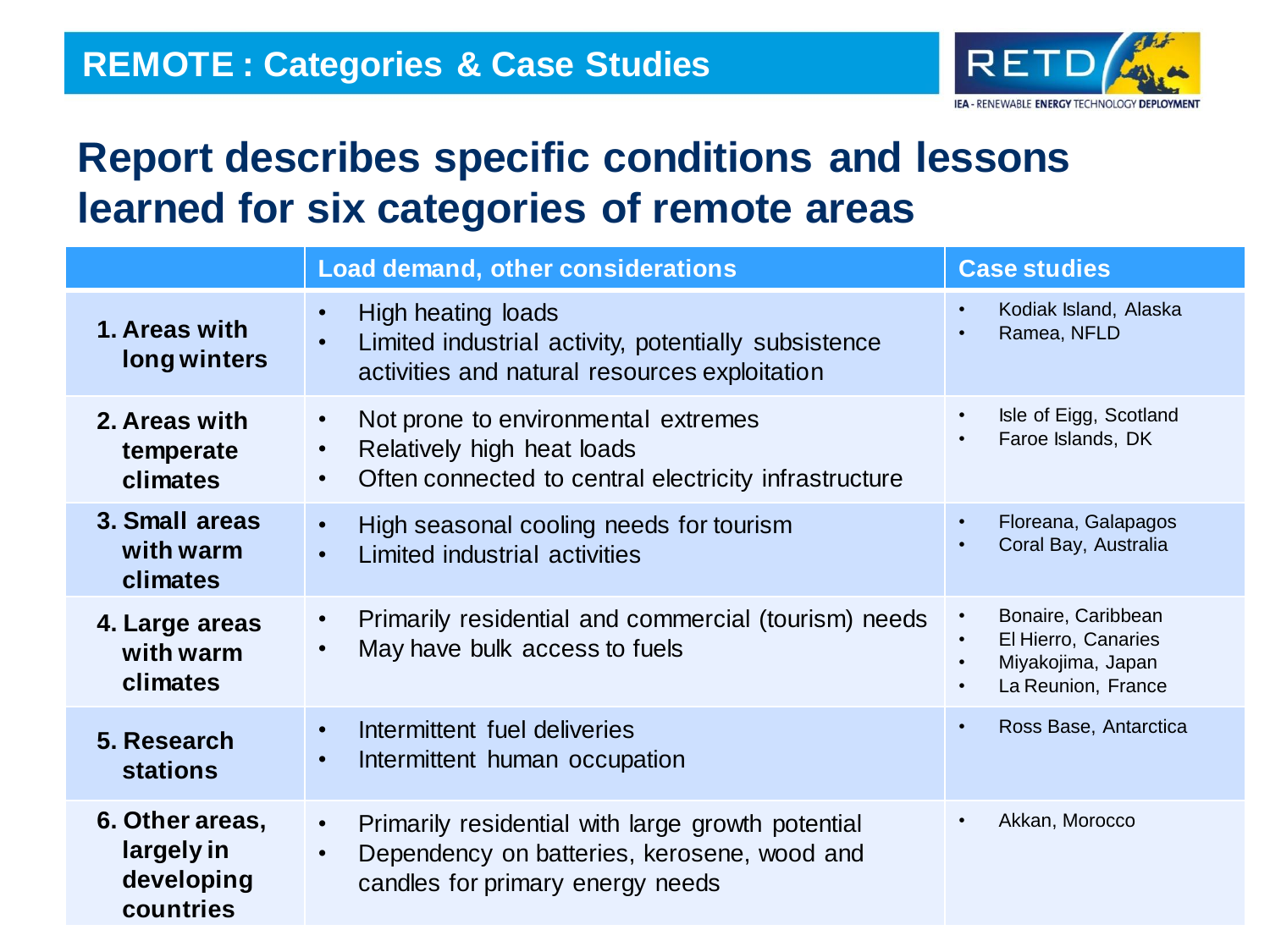## REMOTE : Categories & Case Studies

# Report describes specific conditions and lessons learned for six categories of remote areas

| | Load demand, other considerations | Case studies |
|---|---|---|
| **1. Areas with long winters** | • High heating loads<br>• Limited industrial activity, potentially subsistence activities and natural resources exploitation | • Kodiak Island, Alaska<br>• Ramea, NFLD |
| **2. Areas with temperate climates** | • Not prone to environmental extremes<br>• Relatively high heat loads<br>• Often connected to central electricity infrastructure | • Isle of Eigg, Scotland<br>• Faroe Islands, DK |
| **3. Small areas with warm climates** | • High seasonal cooling needs for tourism<br>• Limited industrial activities | • Floreana, Galapagos<br>• Coral Bay, Australia |
| **4. Large areas with warm climates** | • Primarily residential and commercial (tourism) needs<br>• May have bulk access to fuels | • Bonaire, Caribbean<br>• El Hierro, Canaries<br>• Miyakojima, Japan<br>• La Reunion, France |
| **5. Research stations** | • Intermittent fuel deliveries<br>• Intermittent human occupation | • Ross Base, Antarctica |
| **6. Other areas, largely in developing countries** | • Primarily residential with large growth potential<br>• Dependency on batteries, kerosene, wood and candles for primary energy needs | • Akkan, Morocco |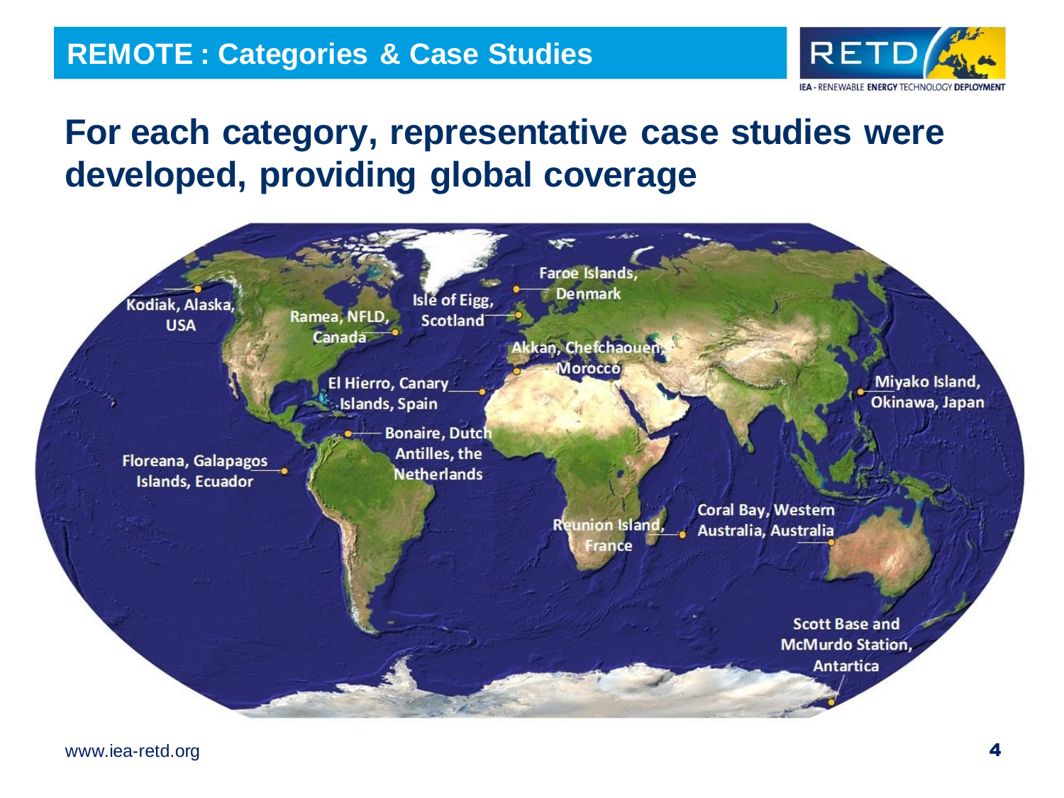## REMOTE : Categories & Case Studies

# For each category, representative case studies were developed, providing global coverage

- Kodiak, Alaska, USA
- Ramea, NFLD, Canada
- Isle of Eigg, Scotland
- Faroe Islands, Denmark
- Akkan, Chefchaouen, Morocco
- El Hierro, Canary Islands, Spain
- Bonaire, Dutch Antilles, the Netherlands
- Floreana, Galapagos Islands, Ecuador
- Miyako Island, Okinawa, Japan
- Reunion Island, France
- Coral Bay, Western Australia, Australia
- Scott Base and McMurdo Station, Antartica

www.iea-retd.org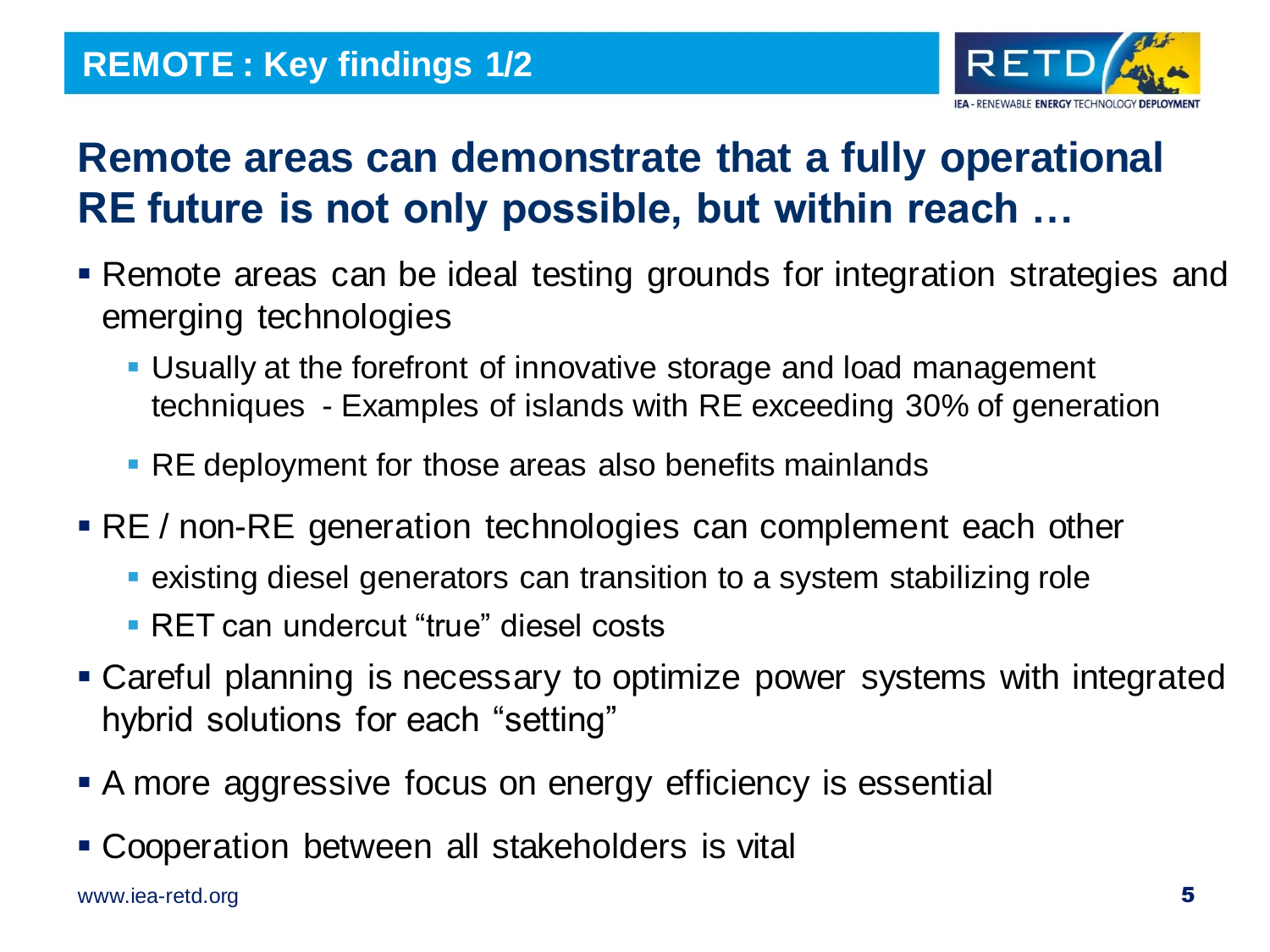# REMOTE : Key findings 1/2

## Remote areas can demonstrate that a fully operational RE future is not only possible, but within reach …

- Remote areas can be ideal testing grounds for integration strategies and emerging technologies
  - Usually at the forefront of innovative storage and load management techniques - Examples of islands with RE exceeding 30% of generation
  - RE deployment for those areas also benefits mainlands
- RE / non-RE generation technologies can complement each other
  - existing diesel generators can transition to a system stabilizing role
  - RET can undercut "true" diesel costs
- Careful planning is necessary to optimize power systems with integrated hybrid solutions for each "setting"
- A more aggressive focus on energy efficiency is essential
- Cooperation between all stakeholders is vital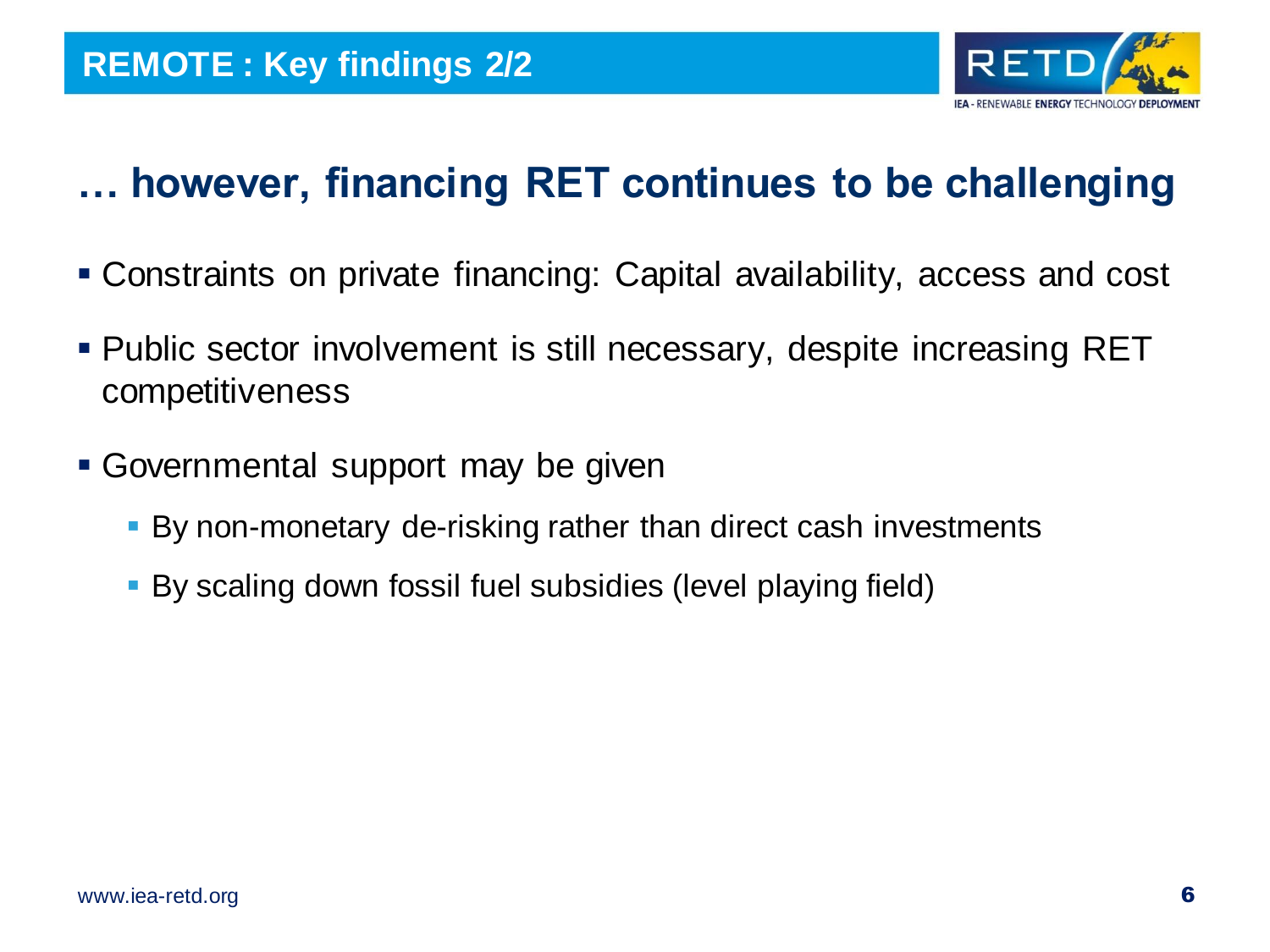## REMOTE : Key findings 2/2

# … however, financing RET continues to be challenging

- Constraints on private financing: Capital availability, access and cost
- Public sector involvement is still necessary, despite increasing RET competitiveness
- Governmental support may be given
  - By non-monetary de-risking rather than direct cash investments
  - By scaling down fossil fuel subsidies (level playing field)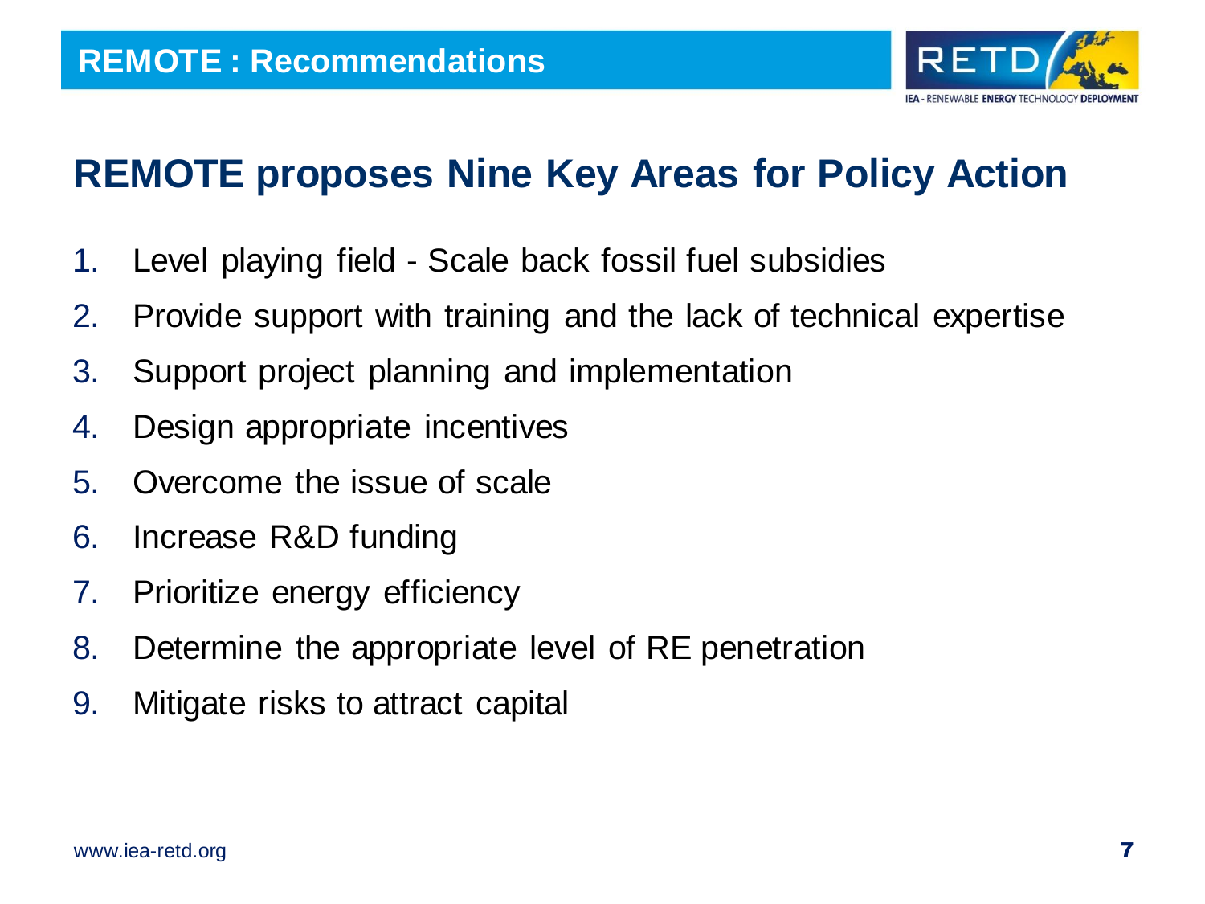## REMOTE : Recommendations

# REMOTE proposes Nine Key Areas for Policy Action

1. Level playing field - Scale back fossil fuel subsidies
2. Provide support with training and the lack of technical expertise
3. Support project planning and implementation
4. Design appropriate incentives
5. Overcome the issue of scale
6. Increase R&D funding
7. Prioritize energy efficiency
8. Determine the appropriate level of RE penetration
9. Mitigate risks to attract capital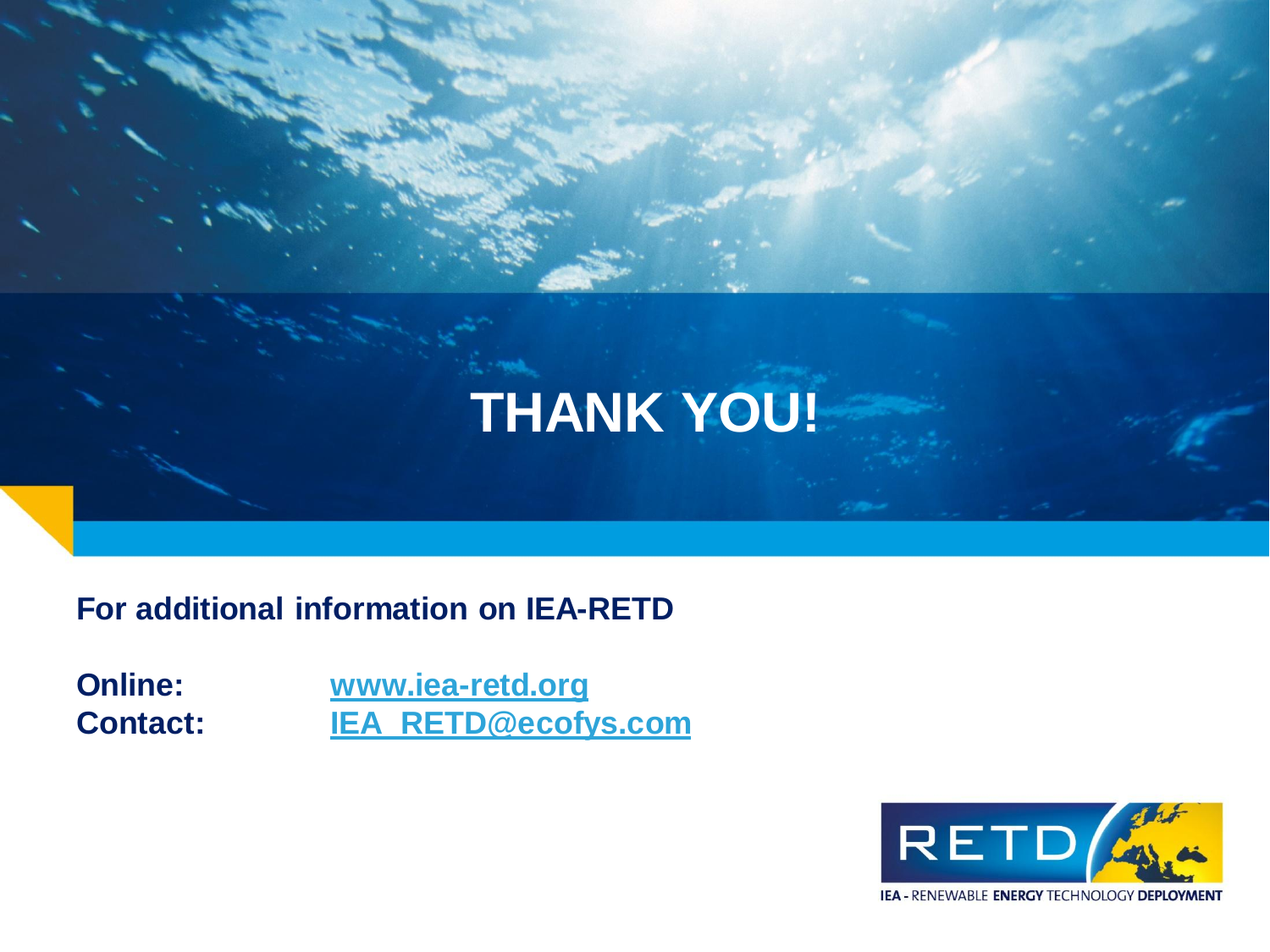# THANK YOU!

**For additional information on IEA-RETD**

**Online:** www.iea-retd.org
**Contact:** IEA_RETD@ecofys.com

RETD
IEA - RENEWABLE ENERGY TECHNOLOGY DEPLOYMENT